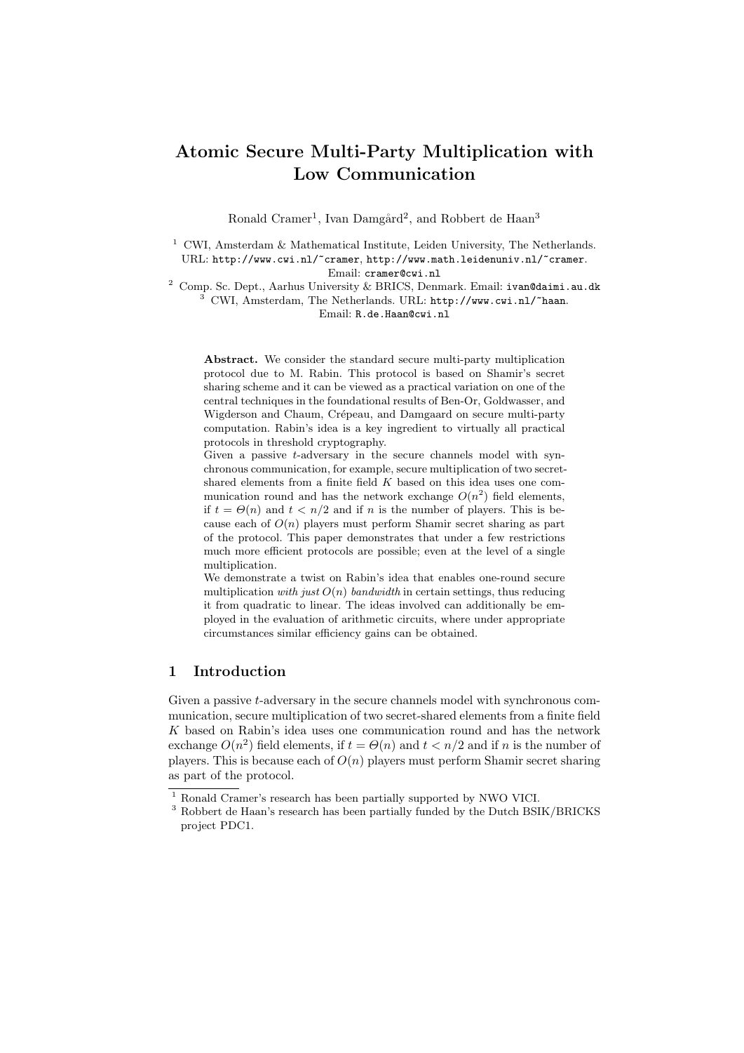# Atomic Secure Multi-Party Multiplication with Low Communication

Ronald Cramer[1], Ivan Damgård[2], and Robbert de Haan[3]

[1] CWI, Amsterdam & Mathematical Institute, Leiden University, The Netherlands. URL: http://www.cwi.nl/~cramer, http://www.math.leidenuniv.nl/~cramer. Email: cramer@cwi.nl

[2] Comp. Sc. Dept., Aarhus University & BRICS, Denmark. Email: ivan@daimi.au.dk

[3] CWI, Amsterdam, The Netherlands. URL: http://www.cwi.nl/~haan. Email: R.de.Haan@cwi.nl

**Abstract.** We consider the standard secure multi-party multiplication protocol due to M. Rabin. This protocol is based on Shamir's secret sharing scheme and it can be viewed as a practical variation on one of the central techniques in the foundational results of Ben-Or, Goldwasser, and Wigderson and Chaum, Crépeau, and Damgaard on secure multi-party computation. Rabin's idea is a key ingredient to virtually all practical protocols in threshold cryptography.

Given a passive $t$-adversary in the secure channels model with synchronous communication, for example, secure multiplication of two secret-shared elements from a finite field $K$ based on this idea uses one communication round and has the network exchange $O(n^2)$ field elements, if $t = \Theta(n)$ and $t < n/2$ and if $n$ is the number of players. This is because each of $O(n)$ players must perform Shamir secret sharing as part of the protocol. This paper demonstrates that under a few restrictions much more efficient protocols are possible; even at the level of a single multiplication.

We demonstrate a twist on Rabin's idea that enables one-round secure multiplication *with just $O(n)$ bandwidth* in certain settings, thus reducing it from quadratic to linear. The ideas involved can additionally be employed in the evaluation of arithmetic circuits, where under appropriate circumstances similar efficiency gains can be obtained.

## 1 Introduction

Given a passive $t$-adversary in the secure channels model with synchronous communication, secure multiplication of two secret-shared elements from a finite field $K$ based on Rabin's idea uses one communication round and has the network exchange $O(n^2)$ field elements, if $t = \Theta(n)$ and $t < n/2$ and if $n$ is the number of players. This is because each of $O(n)$ players must perform Shamir secret sharing as part of the protocol.

[1] Ronald Cramer's research has been partially supported by NWO VICI.

[3] Robbert de Haan's research has been partially funded by the Dutch BSIK/BRICKS project PDC1.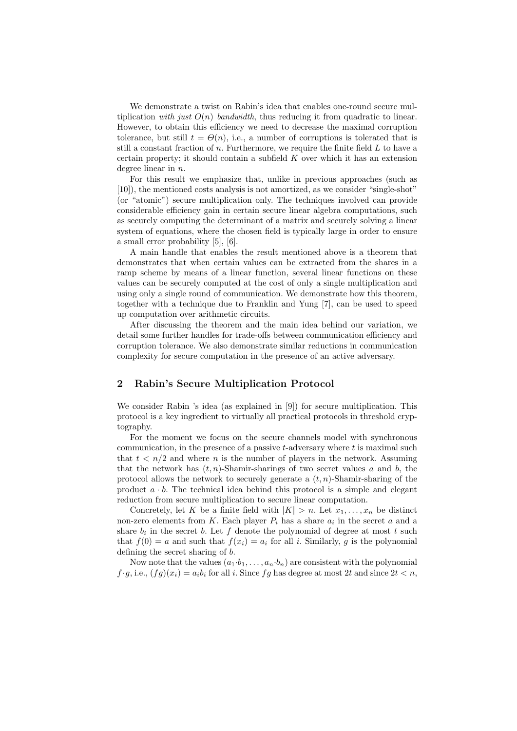We demonstrate a twist on Rabin's idea that enables one-round secure multiplication *with just $O(n)$ bandwidth*, thus reducing it from quadratic to linear. However, to obtain this efficiency we need to decrease the maximal corruption tolerance, but still $t = \Theta(n)$, i.e., a number of corruptions is tolerated that is still a constant fraction of $n$. Furthermore, we require the finite field $L$ to have a certain property; it should contain a subfield $K$ over which it has an extension degree linear in $n$.

For this result we emphasize that, unlike in previous approaches (such as [10]), the mentioned costs analysis is not amortized, as we consider "single-shot" (or "atomic") secure multiplication only. The techniques involved can provide considerable efficiency gain in certain secure linear algebra computations, such as securely computing the determinant of a matrix and securely solving a linear system of equations, where the chosen field is typically large in order to ensure a small error probability [5], [6].

A main handle that enables the result mentioned above is a theorem that demonstrates that when certain values can be extracted from the shares in a ramp scheme by means of a linear function, several linear functions on these values can be securely computed at the cost of only a single multiplication and using only a single round of communication. We demonstrate how this theorem, together with a technique due to Franklin and Yung [7], can be used to speed up computation over arithmetic circuits.

After discussing the theorem and the main idea behind our variation, we detail some further handles for trade-offs between communication efficiency and corruption tolerance. We also demonstrate similar reductions in communication complexity for secure computation in the presence of an active adversary.

## 2 Rabin's Secure Multiplication Protocol

We consider Rabin 's idea (as explained in [9]) for secure multiplication. This protocol is a key ingredient to virtually all practical protocols in threshold cryptography.

For the moment we focus on the secure channels model with synchronous communication, in the presence of a passive $t$-adversary where $t$ is maximal such that $t < n/2$ and where $n$ is the number of players in the network. Assuming that the network has $(t, n)$-Shamir-sharings of two secret values $a$ and $b$, the protocol allows the network to securely generate a $(t, n)$-Shamir-sharing of the product $a \cdot b$. The technical idea behind this protocol is a simple and elegant reduction from secure multiplication to secure linear computation.

Concretely, let $K$ be a finite field with $|K| > n$. Let $x_1, \dots, x_n$ be distinct non-zero elements from $K$. Each player $P_i$ has a share $a_i$ in the secret $a$ and a share $b_i$ in the secret $b$. Let $f$ denote the polynomial of degree at most $t$ such that $f(0) = a$ and such that $f(x_i) = a_i$ for all $i$. Similarly, $g$ is the polynomial defining the secret sharing of $b$.

Now note that the values $(a_1 \cdot b_1, \dots, a_n \cdot b_n)$ are consistent with the polynomial $f \cdot g$, i.e., $(fg)(x_i) = a_i b_i$ for all $i$. Since $fg$ has degree at most $2t$ and since $2t < n$,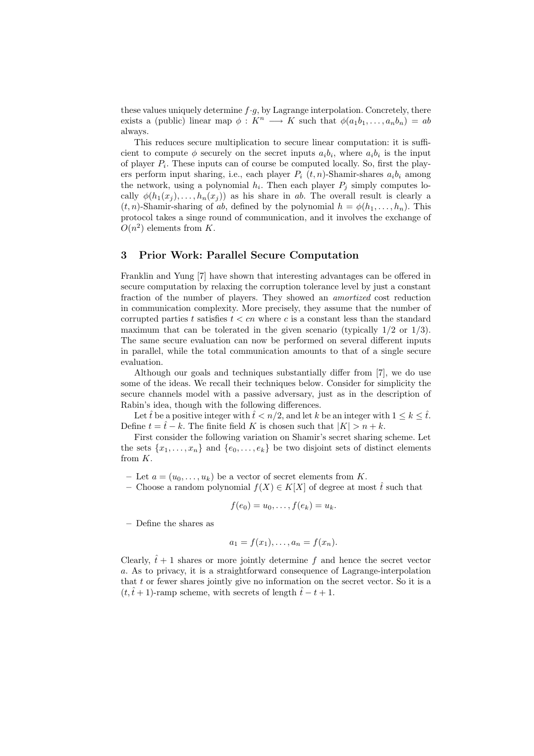these values uniquely determine $f \cdot g$, by Lagrange interpolation. Concretely, there exists a (public) linear map $\phi : K^n \longrightarrow K$ such that $\phi(a_1b_1, \ldots, a_nb_n) = ab$ always.

This reduces secure multiplication to secure linear computation: it is sufficient to compute $\phi$ securely on the secret inputs $a_ib_i$, where $a_ib_i$ is the input of player $P_i$. These inputs can of course be computed locally. So, first the players perform input sharing, i.e., each player $P_i$ $(t, n)$-Shamir-shares $a_ib_i$ among the network, using a polynomial $h_i$. Then each player $P_j$ simply computes locally $\phi(h_1(x_j), \ldots, h_n(x_j))$ as his share in $ab$. The overall result is clearly a $(t, n)$-Shamir-sharing of $ab$, defined by the polynomial $h = \phi(h_1, \ldots, h_n)$. This protocol takes a singe round of communication, and it involves the exchange of $O(n^2)$ elements from $K$.

## 3 Prior Work: Parallel Secure Computation

Franklin and Yung [7] have shown that interesting advantages can be offered in secure computation by relaxing the corruption tolerance level by just a constant fraction of the number of players. They showed an *amortized* cost reduction in communication complexity. More precisely, they assume that the number of corrupted parties $t$ satisfies $t < cn$ where $c$ is a constant less than the standard maximum that can be tolerated in the given scenario (typically 1/2 or 1/3). The same secure evaluation can now be performed on several different inputs in parallel, while the total communication amounts to that of a single secure evaluation.

Although our goals and techniques substantially differ from [7], we do use some of the ideas. We recall their techniques below. Consider for simplicity the secure channels model with a passive adversary, just as in the description of Rabin's idea, though with the following differences.

Let $\hat{t}$ be a positive integer with $\hat{t} < n/2$, and let $k$ be an integer with $1 \leq k \leq \hat{t}$. Define $t = \hat{t} - k$. The finite field $K$ is chosen such that $|K| > n + k$.

First consider the following variation on Shamir's secret sharing scheme. Let the sets $\{x_1, \ldots, x_n\}$ and $\{e_0, \ldots, e_k\}$ be two disjoint sets of distinct elements from $K$.

- Let $a = (u_0, \ldots, u_k)$ be a vector of secret elements from $K$.
- Choose a random polynomial $f(X) \in K[X]$ of degree at most $\hat{t}$ such that

$$f(e_0) = u_0, \ldots, f(e_k) = u_k.$$

- Define the shares as

$$a_1 = f(x_1), \ldots, a_n = f(x_n).$$

Clearly, $\hat{t} + 1$ shares or more jointly determine $f$ and hence the secret vector $a$. As to privacy, it is a straightforward consequence of Lagrange-interpolation that $t$ or fewer shares jointly give no information on the secret vector. So it is a $(t, \hat{t} + 1)$-ramp scheme, with secrets of length $\hat{t} - t + 1$.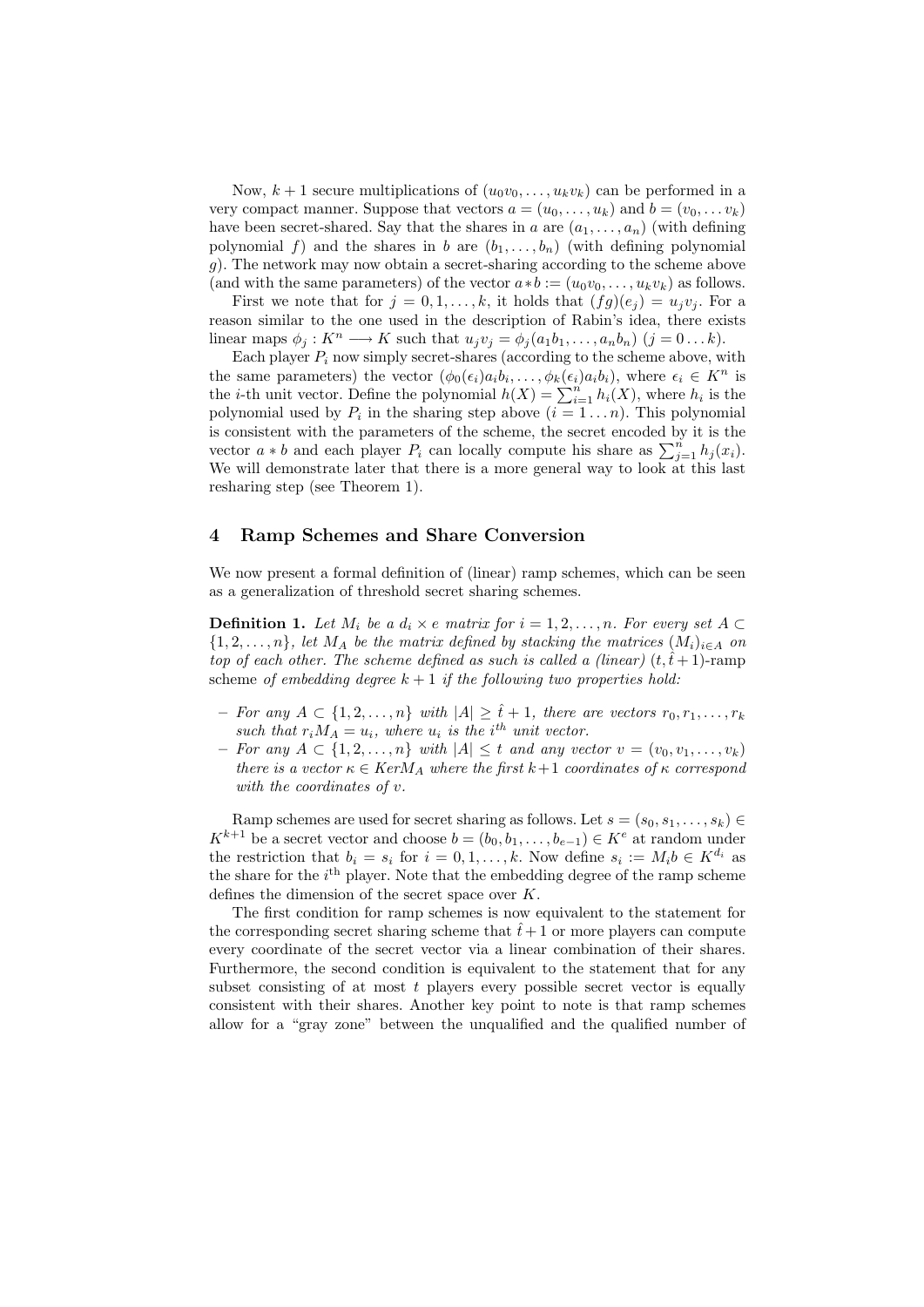Now, $k+1$ secure multiplications of $(u_0v_0, \ldots, u_kv_k)$ can be performed in a very compact manner. Suppose that vectors $a = (u_0, \ldots, u_k)$ and $b = (v_0, \ldots v_k)$ have been secret-shared. Say that the shares in $a$ are $(a_1, \ldots, a_n)$ (with defining polynomial $f$) and the shares in $b$ are $(b_1, \ldots, b_n)$ (with defining polynomial $g$). The network may now obtain a secret-sharing according to the scheme above (and with the same parameters) of the vector $a * b := (u_0v_0, \ldots, u_kv_k)$ as follows.

First we note that for $j = 0, 1, \ldots, k$, it holds that $(fg)(e_j) = u_jv_j$. For a reason similar to the one used in the description of Rabin's idea, there exists linear maps $\phi_j : K^n \longrightarrow K$ such that $u_jv_j = \phi_j(a_1b_1, \ldots, a_nb_n)$ $(j = 0 \ldots k)$.

Each player $P_i$ now simply secret-shares (according to the scheme above, with the same parameters) the vector $(\phi_0(\epsilon_i)a_ib_i, \ldots, \phi_k(\epsilon_i)a_ib_i)$, where $\epsilon_i \in K^n$ is the $i$-th unit vector. Define the polynomial $h(X) = \sum_{i=1}^{n} h_i(X)$, where $h_i$ is the polynomial used by $P_i$ in the sharing step above $(i = 1 \ldots n)$. This polynomial is consistent with the parameters of the scheme, the secret encoded by it is the vector $a * b$ and each player $P_i$ can locally compute his share as $\sum_{j=1}^{n} h_j(x_i)$. We will demonstrate later that there is a more general way to look at this last resharing step (see Theorem 1).

## 4 Ramp Schemes and Share Conversion

We now present a formal definition of (linear) ramp schemes, which can be seen as a generalization of threshold secret sharing schemes.

**Definition 1.** *Let $M_i$ be a $d_i \times e$ matrix for $i = 1, 2, \ldots, n$. For every set $A \subset \{1, 2, \ldots, n\}$, let $M_A$ be the matrix defined by stacking the matrices $(M_i)_{i \in A}$ on top of each other. The scheme defined as such is called a (linear) $(t, \hat{t}+1)$-*ramp scheme *of embedding degree $k+1$ if the following two properties hold:*

- *For any $A \subset \{1, 2, \ldots, n\}$ with $|A| \geq \hat{t} + 1$, there are vectors $r_0, r_1, \ldots, r_k$ such that $r_iM_A = u_i$, where $u_i$ is the $i^{th}$ unit vector.*
- *For any $A \subset \{1, 2, \ldots, n\}$ with $|A| \leq t$ and any vector $v = (v_0, v_1, \ldots, v_k)$ there is a vector $\kappa \in KerM_A$ where the first $k+1$ coordinates of $\kappa$ correspond with the coordinates of $v$.*

Ramp schemes are used for secret sharing as follows. Let $s = (s_0, s_1, \ldots, s_k) \in K^{k+1}$ be a secret vector and choose $b = (b_0, b_1, \ldots, b_{e-1}) \in K^e$ at random under the restriction that $b_i = s_i$ for $i = 0, 1, \ldots, k$. Now define $s_i := M_ib \in K^{d_i}$ as the share for the $i^{\text{th}}$ player. Note that the embedding degree of the ramp scheme defines the dimension of the secret space over $K$.

The first condition for ramp schemes is now equivalent to the statement for the corresponding secret sharing scheme that $\hat{t}+1$ or more players can compute every coordinate of the secret vector via a linear combination of their shares. Furthermore, the second condition is equivalent to the statement that for any subset consisting of at most $t$ players every possible secret vector is equally consistent with their shares. Another key point to note is that ramp schemes allow for a "gray zone" between the unqualified and the qualified number of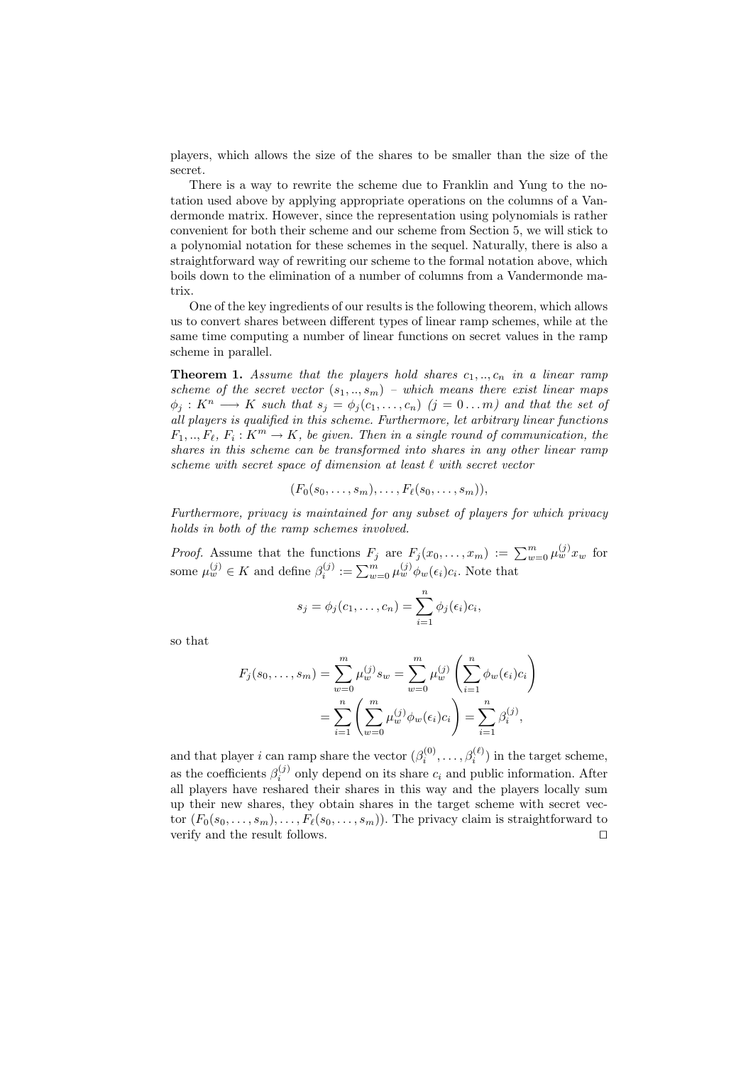players, which allows the size of the shares to be smaller than the size of the secret.

There is a way to rewrite the scheme due to Franklin and Yung to the notation used above by applying appropriate operations on the columns of a Vandermonde matrix. However, since the representation using polynomials is rather convenient for both their scheme and our scheme from Section 5, we will stick to a polynomial notation for these schemes in the sequel. Naturally, there is also a straightforward way of rewriting our scheme to the formal notation above, which boils down to the elimination of a number of columns from a Vandermonde matrix.

One of the key ingredients of our results is the following theorem, which allows us to convert shares between different types of linear ramp schemes, while at the same time computing a number of linear functions on secret values in the ramp scheme in parallel.

**Theorem 1.** *Assume that the players hold shares $c_1, .., c_n$ in a linear ramp scheme of the secret vector $(s_1, .., s_m)$ – which means there exist linear maps $\phi_j : K^n \longrightarrow K$ such that $s_j = \phi_j(c_1, \ldots, c_n)$ $(j = 0 \ldots m)$ and that the set of all players is qualified in this scheme. Furthermore, let arbitrary linear functions $F_1, .., F_\ell$, $F_i : K^m \to K$, be given. Then in a single round of communication, the shares in this scheme can be transformed into shares in any other linear ramp scheme with secret space of dimension at least $\ell$ with secret vector*

$$(F_0(s_0, \ldots, s_m), \ldots, F_\ell(s_0, \ldots, s_m)),$$

*Furthermore, privacy is maintained for any subset of players for which privacy holds in both of the ramp schemes involved.*

*Proof.* Assume that the functions $F_j$ are $F_j(x_0, \ldots, x_m) := \sum_{w=0}^{m} \mu_w^{(j)} x_w$ for some $\mu_w^{(j)} \in K$ and define $\beta_i^{(j)} := \sum_{w=0}^{m} \mu_w^{(j)} \phi_w(\epsilon_i) c_i$. Note that

$$s_j = \phi_j(c_1, \ldots, c_n) = \sum_{i=1}^{n} \phi_j(\epsilon_i) c_i,$$

so that

$$\begin{aligned} F_j(s_0, \ldots, s_m) &= \sum_{w=0}^{m} \mu_w^{(j)} s_w = \sum_{w=0}^{m} \mu_w^{(j)} \left( \sum_{i=1}^{n} \phi_w(\epsilon_i) c_i \right) \\ &= \sum_{i=1}^{n} \left( \sum_{w=0}^{m} \mu_w^{(j)} \phi_w(\epsilon_i) c_i \right) = \sum_{i=1}^{n} \beta_i^{(j)}, \end{aligned}$$

and that player $i$ can ramp share the vector $(\beta_i^{(0)}, \ldots, \beta_i^{(\ell)})$ in the target scheme, as the coefficients $\beta_i^{(j)}$ only depend on its share $c_i$ and public information. After all players have reshared their shares in this way and the players locally sum up their new shares, they obtain shares in the target scheme with secret vector $(F_0(s_0, \ldots, s_m), \ldots, F_\ell(s_0, \ldots, s_m))$. The privacy claim is straightforward to verify and the result follows. $\square$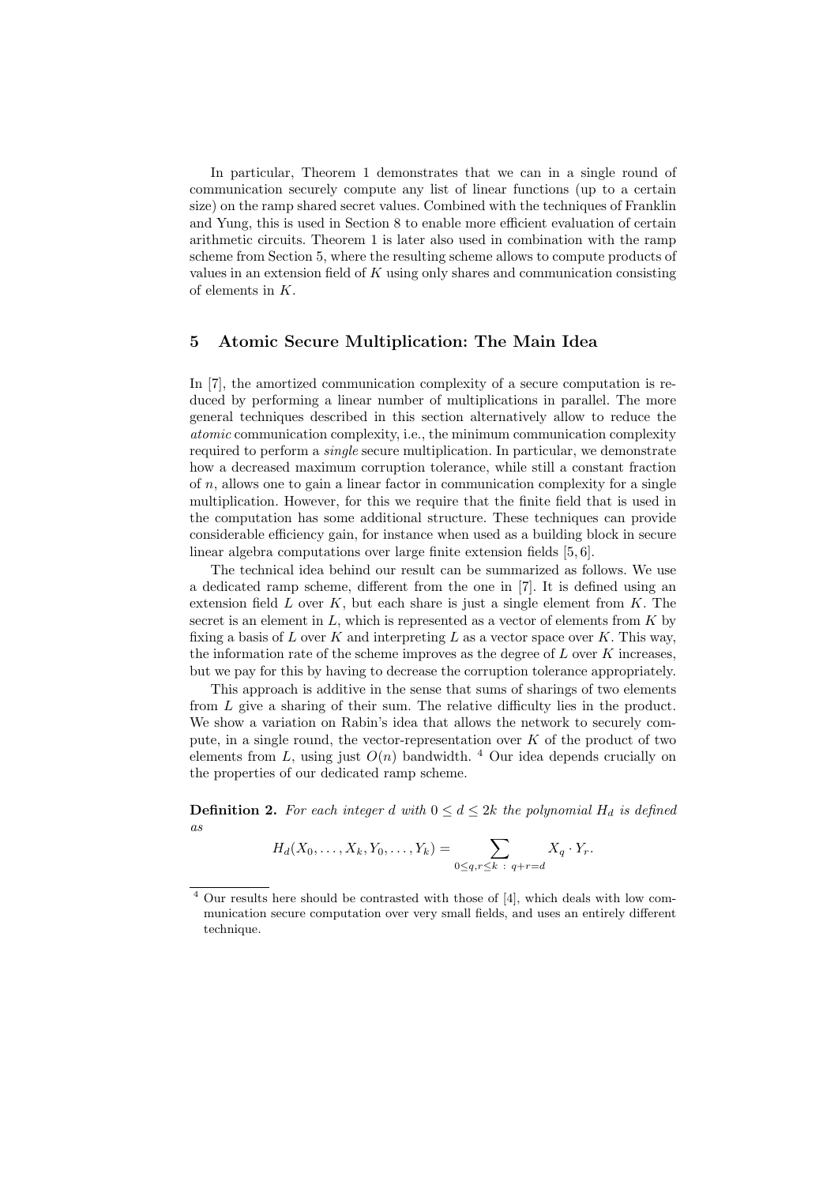In particular, Theorem 1 demonstrates that we can in a single round of communication securely compute any list of linear functions (up to a certain size) on the ramp shared secret values. Combined with the techniques of Franklin and Yung, this is used in Section 8 to enable more efficient evaluation of certain arithmetic circuits. Theorem 1 is later also used in combination with the ramp scheme from Section 5, where the resulting scheme allows to compute products of values in an extension field of $K$ using only shares and communication consisting of elements in $K$.

## 5 Atomic Secure Multiplication: The Main Idea

In [7], the amortized communication complexity of a secure computation is reduced by performing a linear number of multiplications in parallel. The more general techniques described in this section alternatively allow to reduce the *atomic* communication complexity, i.e., the minimum communication complexity required to perform a *single* secure multiplication. In particular, we demonstrate how a decreased maximum corruption tolerance, while still a constant fraction of $n$, allows one to gain a linear factor in communication complexity for a single multiplication. However, for this we require that the finite field that is used in the computation has some additional structure. These techniques can provide considerable efficiency gain, for instance when used as a building block in secure linear algebra computations over large finite extension fields [5, 6].

The technical idea behind our result can be summarized as follows. We use a dedicated ramp scheme, different from the one in [7]. It is defined using an extension field $L$ over $K$, but each share is just a single element from $K$. The secret is an element in $L$, which is represented as a vector of elements from $K$ by fixing a basis of $L$ over $K$ and interpreting $L$ as a vector space over $K$. This way, the information rate of the scheme improves as the degree of $L$ over $K$ increases, but we pay for this by having to decrease the corruption tolerance appropriately.

This approach is additive in the sense that sums of sharings of two elements from $L$ give a sharing of their sum. The relative difficulty lies in the product. We show a variation on Rabin's idea that allows the network to securely compute, in a single round, the vector-representation over $K$ of the product of two elements from $L$, using just $O(n)$ bandwidth. [4] Our idea depends crucially on the properties of our dedicated ramp scheme.

**Definition 2.** *For each integer $d$ with $0 \leq d \leq 2k$ the polynomial $H_d$ is defined as*

$$H_d(X_0, \ldots, X_k, Y_0, \ldots, Y_k) = \sum_{0 \leq q,r \leq k \;:\; q+r=d} X_q \cdot Y_r.$$

[4] Our results here should be contrasted with those of [4], which deals with low communication secure computation over very small fields, and uses an entirely different technique.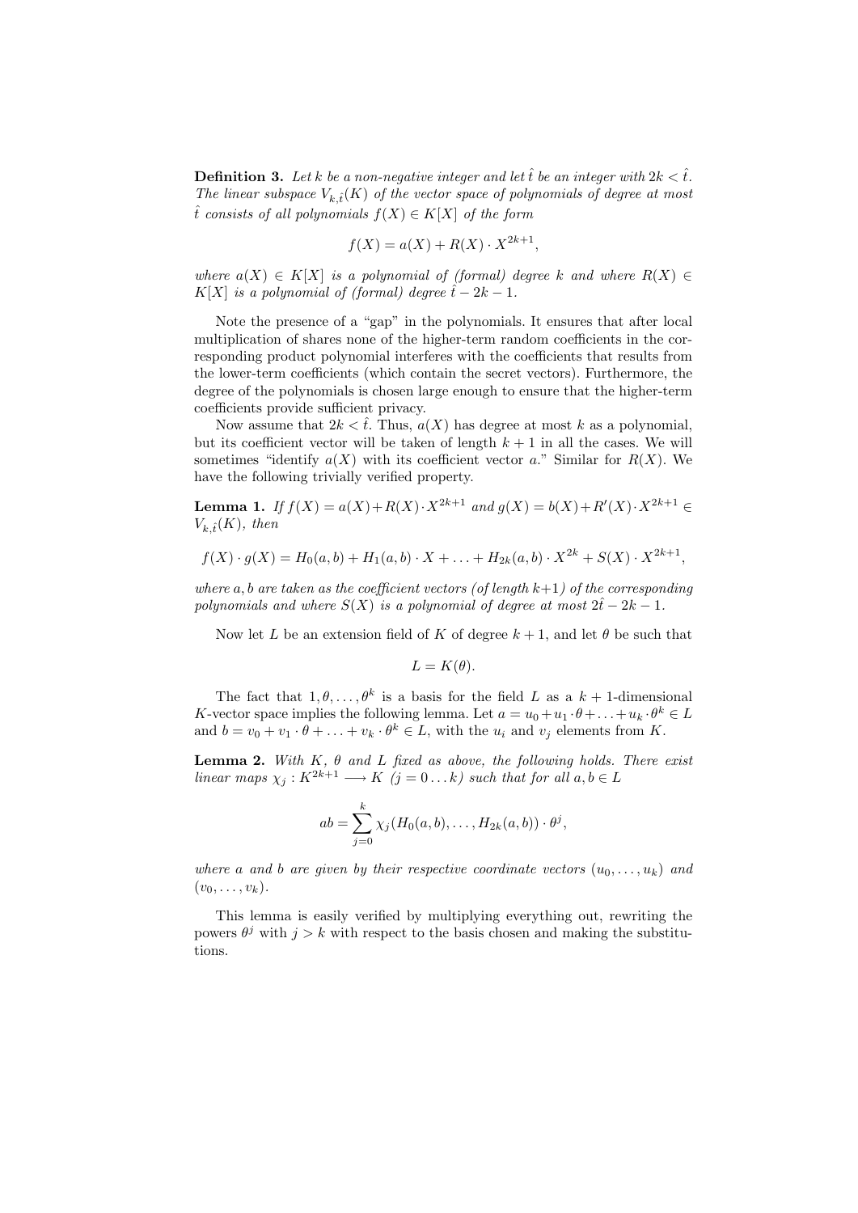**Definition 3.** *Let $k$ be a non-negative integer and let $\hat{t}$ be an integer with $2k < \hat{t}$. The linear subspace $V_{k,\hat{t}}(K)$ of the vector space of polynomials of degree at most $\hat{t}$ consists of all polynomials $f(X) \in K[X]$ of the form*

$$f(X) = a(X) + R(X) \cdot X^{2k+1},$$

*where $a(X) \in K[X]$ is a polynomial of (formal) degree $k$ and where $R(X) \in K[X]$ is a polynomial of (formal) degree $\hat{t} - 2k - 1$.*

Note the presence of a "gap" in the polynomials. It ensures that after local multiplication of shares none of the higher-term random coefficients in the corresponding product polynomial interferes with the coefficients that results from the lower-term coefficients (which contain the secret vectors). Furthermore, the degree of the polynomials is chosen large enough to ensure that the higher-term coefficients provide sufficient privacy.

Now assume that $2k < \hat{t}$. Thus, $a(X)$ has degree at most $k$ as a polynomial, but its coefficient vector will be taken of length $k+1$ in all the cases. We will sometimes "identify $a(X)$ with its coefficient vector $a$." Similar for $R(X)$. We have the following trivially verified property.

**Lemma 1.** *If $f(X) = a(X) + R(X) \cdot X^{2k+1}$ and $g(X) = b(X) + R'(X) \cdot X^{2k+1} \in V_{k,\hat{t}}(K)$, then*

$$f(X) \cdot g(X) = H_0(a,b) + H_1(a,b) \cdot X + \ldots + H_{2k}(a,b) \cdot X^{2k} + S(X) \cdot X^{2k+1},$$

*where $a, b$ are taken as the coefficient vectors (of length $k+1$) of the corresponding polynomials and where $S(X)$ is a polynomial of degree at most $2\hat{t} - 2k - 1$.*

Now let $L$ be an extension field of $K$ of degree $k+1$, and let $\theta$ be such that

$$L = K(\theta).$$

The fact that $1, \theta, \ldots, \theta^k$ is a basis for the field $L$ as a $k+1$-dimensional $K$-vector space implies the following lemma. Let $a = u_0 + u_1 \cdot \theta + \ldots + u_k \cdot \theta^k \in L$ and $b = v_0 + v_1 \cdot \theta + \ldots + v_k \cdot \theta^k \in L$, with the $u_i$ and $v_j$ elements from $K$.

**Lemma 2.** *With $K$, $\theta$ and $L$ fixed as above, the following holds. There exist linear maps $\chi_j : K^{2k+1} \longrightarrow K$ $(j = 0 \ldots k)$ such that for all $a, b \in L$*

$$ab = \sum_{j=0}^{k} \chi_j(H_0(a,b), \ldots, H_{2k}(a,b)) \cdot \theta^j,$$

*where $a$ and $b$ are given by their respective coordinate vectors $(u_0, \ldots, u_k)$ and $(v_0, \ldots, v_k)$.*

This lemma is easily verified by multiplying everything out, rewriting the powers $\theta^j$ with $j > k$ with respect to the basis chosen and making the substitutions.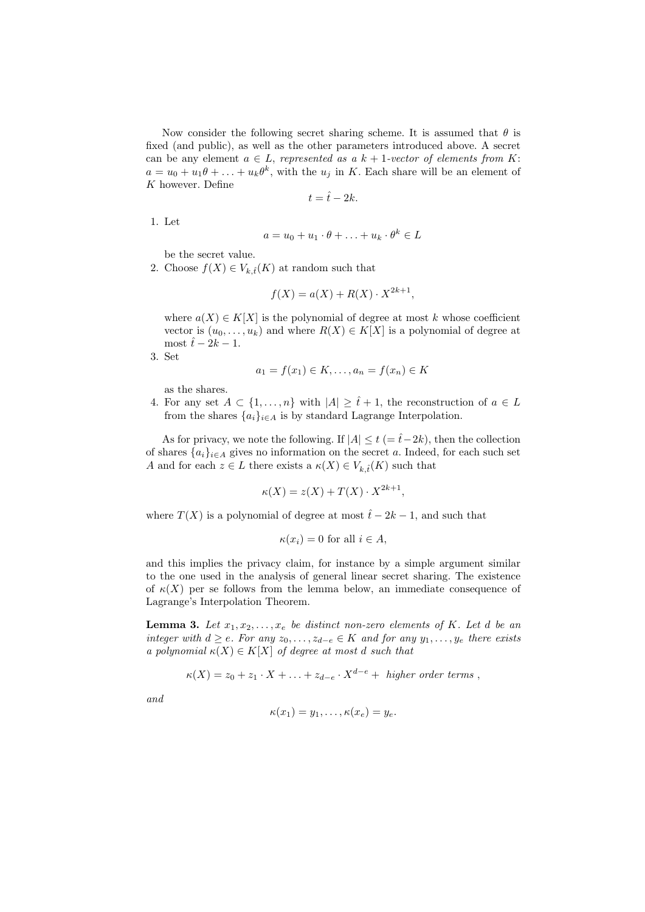Now consider the following secret sharing scheme. It is assumed that $\theta$ is fixed (and public), as well as the other parameters introduced above. A secret can be any element $a \in L$, *represented as a $k+1$-vector of elements from $K$*: $a = u_0 + u_1\theta + \ldots + u_k\theta^k$, with the $u_j$ in $K$. Each share will be an element of $K$ however. Define

$$t = \hat{t} - 2k.$$

1. Let
$$a = u_0 + u_1 \cdot \theta + \ldots + u_k \cdot \theta^k \in L$$
be the secret value.
2. Choose $f(X) \in V_{k,\hat{t}}(K)$ at random such that
$$f(X) = a(X) + R(X) \cdot X^{2k+1},$$
where $a(X) \in K[X]$ is the polynomial of degree at most $k$ whose coefficient vector is $(u_0, \ldots, u_k)$ and where $R(X) \in K[X]$ is a polynomial of degree at most $\hat{t} - 2k - 1$.
3. Set
$$a_1 = f(x_1) \in K, \ldots, a_n = f(x_n) \in K$$
as the shares.
4. For any set $A \subset \{1, \ldots, n\}$ with $|A| \geq \hat{t} + 1$, the reconstruction of $a \in L$ from the shares $\{a_i\}_{i \in A}$ is by standard Lagrange Interpolation.

As for privacy, we note the following. If $|A| \leq t$ $(= \hat{t} - 2k)$, then the collection of shares $\{a_i\}_{i \in A}$ gives no information on the secret $a$. Indeed, for each such set $A$ and for each $z \in L$ there exists a $\kappa(X) \in V_{k,\hat{t}}(K)$ such that

$$\kappa(X) = z(X) + T(X) \cdot X^{2k+1},$$

where $T(X)$ is a polynomial of degree at most $\hat{t} - 2k - 1$, and such that

$$\kappa(x_i) = 0 \text{ for all } i \in A,$$

and this implies the privacy claim, for instance by a simple argument similar to the one used in the analysis of general linear secret sharing. The existence of $\kappa(X)$ per se follows from the lemma below, an immediate consequence of Lagrange's Interpolation Theorem.

**Lemma 3.** *Let $x_1, x_2, \ldots, x_e$ be distinct non-zero elements of $K$. Let $d$ be an integer with $d \geq e$. For any $z_0, \ldots, z_{d-e} \in K$ and for any $y_1, \ldots, y_e$ there exists a polynomial $\kappa(X) \in K[X]$ of degree at most $d$ such that*

$$\kappa(X) = z_0 + z_1 \cdot X + \ldots + z_{d-e} \cdot X^{d-e} + \textit{ higher order terms },$$

*and*

$$\kappa(x_1) = y_1, \ldots, \kappa(x_e) = y_e.$$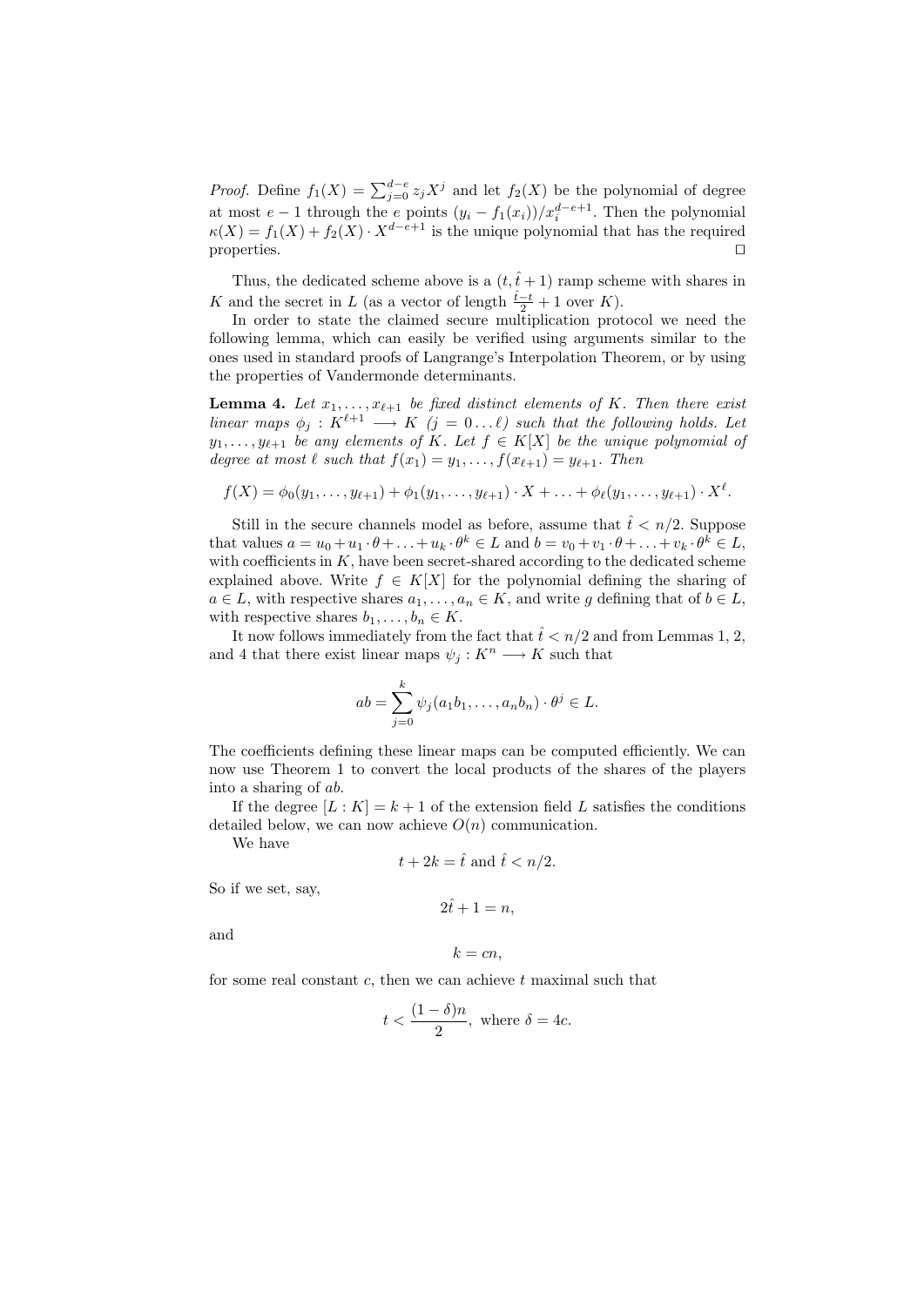*Proof.* Define $f_1(X) = \sum_{j=0}^{d-e} z_j X^j$ and let $f_2(X)$ be the polynomial of degree at most $e-1$ through the $e$ points $(y_i - f_1(x_i))/x_i^{d-e+1}$. Then the polynomial $\kappa(X) = f_1(X) + f_2(X) \cdot X^{d-e+1}$ is the unique polynomial that has the required properties. □

Thus, the dedicated scheme above is a $(t, \hat{t}+1)$ ramp scheme with shares in $K$ and the secret in $L$ (as a vector of length $\frac{\hat{t}-t}{2} + 1$ over $K$).

In order to state the claimed secure multiplication protocol we need the following lemma, which can easily be verified using arguments similar to the ones used in standard proofs of Langrange's Interpolation Theorem, or by using the properties of Vandermonde determinants.

**Lemma 4.** *Let $x_1, \ldots, x_{\ell+1}$ be fixed distinct elements of $K$. Then there exist linear maps $\phi_j : K^{\ell+1} \longrightarrow K$ $(j = 0 \ldots \ell)$ such that the following holds. Let $y_1, \ldots, y_{\ell+1}$ be any elements of $K$. Let $f \in K[X]$ be the unique polynomial of degree at most $\ell$ such that $f(x_1) = y_1, \ldots, f(x_{\ell+1}) = y_{\ell+1}$. Then*

$$f(X) = \phi_0(y_1, \ldots, y_{\ell+1}) + \phi_1(y_1, \ldots, y_{\ell+1}) \cdot X + \ldots + \phi_\ell(y_1, \ldots, y_{\ell+1}) \cdot X^\ell.$$

Still in the secure channels model as before, assume that $\hat{t} < n/2$. Suppose that values $a = u_0 + u_1 \cdot \theta + \ldots + u_k \cdot \theta^k \in L$ and $b = v_0 + v_1 \cdot \theta + \ldots + v_k \cdot \theta^k \in L$, with coefficients in $K$, have been secret-shared according to the dedicated scheme explained above. Write $f \in K[X]$ for the polynomial defining the sharing of $a \in L$, with respective shares $a_1, \ldots, a_n \in K$, and write $g$ defining that of $b \in L$, with respective shares $b_1, \ldots, b_n \in K$.

It now follows immediately from the fact that $\hat{t} < n/2$ and from Lemmas 1, 2, and 4 that there exist linear maps $\psi_j : K^n \longrightarrow K$ such that

$$ab = \sum_{j=0}^{k} \psi_j(a_1 b_1, \ldots, a_n b_n) \cdot \theta^j \in L.$$

The coefficients defining these linear maps can be computed efficiently. We can now use Theorem 1 to convert the local products of the shares of the players into a sharing of $ab$.

If the degree $[L : K] = k + 1$ of the extension field $L$ satisfies the conditions detailed below, we can now achieve $O(n)$ communication.

We have

$$t + 2k = \hat{t} \text{ and } \hat{t} < n/2.$$

So if we set, say,

$$2\hat{t} + 1 = n,$$

and

$$k = cn,$$

for some real constant $c$, then we can achieve $t$ maximal such that

$$t < \frac{(1-\delta)n}{2}, \text{ where } \delta = 4c.$$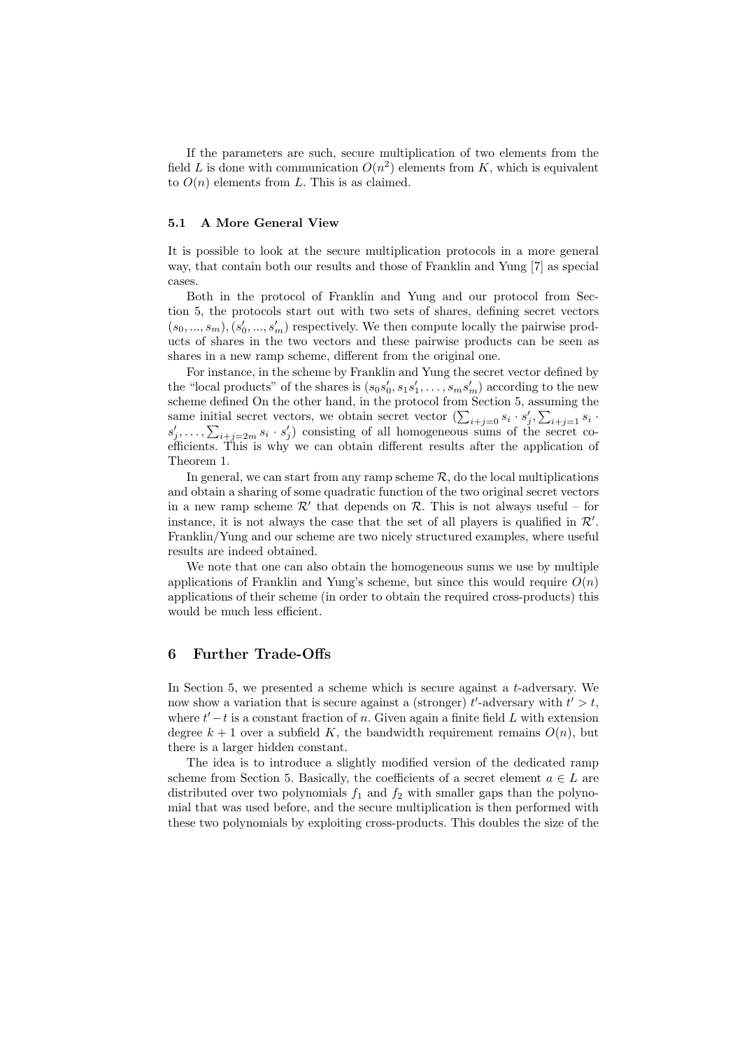If the parameters are such, secure multiplication of two elements from the field $L$ is done with communication $O(n^2)$ elements from $K$, which is equivalent to $O(n)$ elements from $L$. This is as claimed.

### 5.1 A More General View

It is possible to look at the secure multiplication protocols in a more general way, that contain both our results and those of Franklin and Yung [7] as special cases.

Both in the protocol of Franklin and Yung and our protocol from Section 5, the protocols start out with two sets of shares, defining secret vectors $(s_0, ..., s_m), (s'_0, ..., s'_m)$ respectively. We then compute locally the pairwise products of shares in the two vectors and these pairwise products can be seen as shares in a new ramp scheme, different from the original one.

For instance, in the scheme by Franklin and Yung the secret vector defined by the "local products" of the shares is $(s_0 s'_0, s_1 s'_1, \ldots, s_m s'_m)$ according to the new scheme defined On the other hand, in the protocol from Section 5, assuming the same initial secret vectors, we obtain secret vector $(\sum_{i+j=0} s_i \cdot s'_j, \sum_{i+j=1} s_i \cdot s'_j, \ldots, \sum_{i+j=2m} s_i \cdot s'_j)$ consisting of all homogeneous sums of the secret coefficients. This is why we can obtain different results after the application of Theorem 1.

In general, we can start from any ramp scheme $\mathcal{R}$, do the local multiplications and obtain a sharing of some quadratic function of the two original secret vectors in a new ramp scheme $\mathcal{R}'$ that depends on $\mathcal{R}$. This is not always useful – for instance, it is not always the case that the set of all players is qualified in $\mathcal{R}'$. Franklin/Yung and our scheme are two nicely structured examples, where useful results are indeed obtained.

We note that one can also obtain the homogeneous sums we use by multiple applications of Franklin and Yung's scheme, but since this would require $O(n)$ applications of their scheme (in order to obtain the required cross-products) this would be much less efficient.

## 6 Further Trade-Offs

In Section 5, we presented a scheme which is secure against a $t$-adversary. We now show a variation that is secure against a (stronger) $t'$-adversary with $t' > t$, where $t' - t$ is a constant fraction of $n$. Given again a finite field $L$ with extension degree $k + 1$ over a subfield $K$, the bandwidth requirement remains $O(n)$, but there is a larger hidden constant.

The idea is to introduce a slightly modified version of the dedicated ramp scheme from Section 5. Basically, the coefficients of a secret element $a \in L$ are distributed over two polynomials $f_1$ and $f_2$ with smaller gaps than the polynomial that was used before, and the secure multiplication is then performed with these two polynomials by exploiting cross-products. This doubles the size of the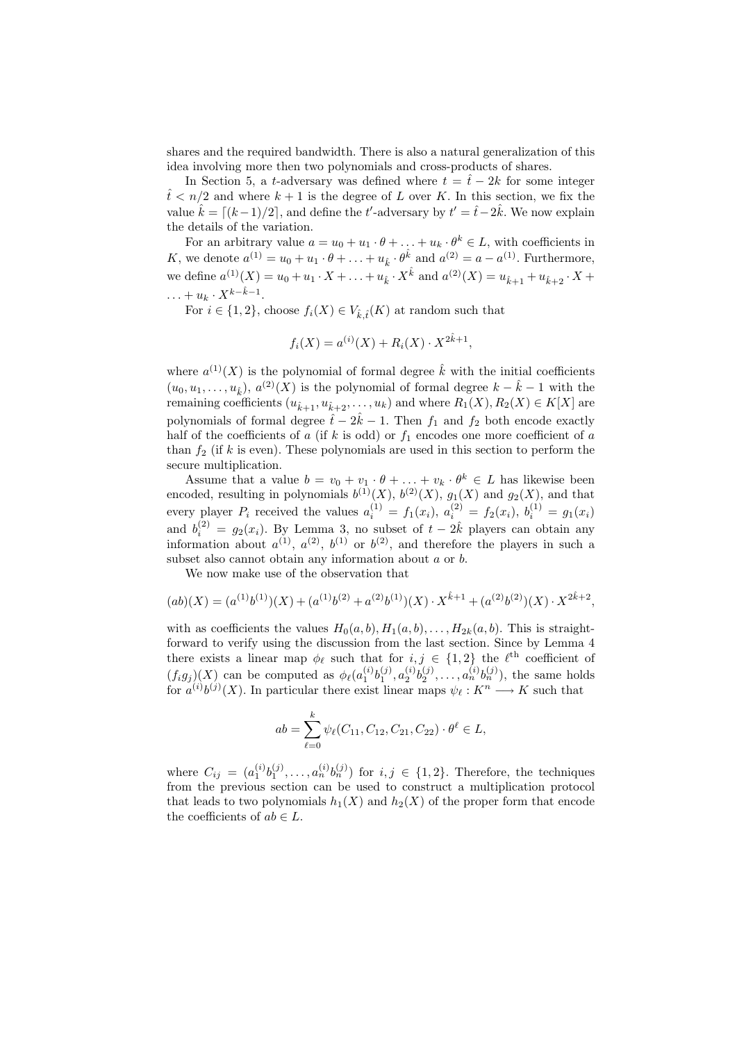shares and the required bandwidth. There is also a natural generalization of this idea involving more then two polynomials and cross-products of shares.

In Section 5, a $t$-adversary was defined where $t = \hat{t} - 2k$ for some integer $\hat{t} < n/2$ and where $k+1$ is the degree of $L$ over $K$. In this section, we fix the value $\hat{k} = \lceil (k-1)/2 \rceil$, and define the $t'$-adversary by $t' = \hat{t} - 2\hat{k}$. We now explain the details of the variation.

For an arbitrary value $a = u_0 + u_1 \cdot \theta + \ldots + u_k \cdot \theta^k \in L$, with coefficients in $K$, we denote $a^{(1)} = u_0 + u_1 \cdot \theta + \ldots + u_{\hat{k}} \cdot \theta^{\hat{k}}$ and $a^{(2)} = a - a^{(1)}$. Furthermore, we define $a^{(1)}(X) = u_0 + u_1 \cdot X + \ldots + u_{\hat{k}} \cdot X^{\hat{k}}$ and $a^{(2)}(X) = u_{\hat{k}+1} + u_{\hat{k}+2} \cdot X + \ldots + u_k \cdot X^{k-\hat{k}-1}$.

For $i \in \{1, 2\}$, choose $f_i(X) \in V_{\hat{k},\hat{t}}(K)$ at random such that

$$f_i(X) = a^{(i)}(X) + R_i(X) \cdot X^{2\hat{k}+1},$$

where $a^{(1)}(X)$ is the polynomial of formal degree $\hat{k}$ with the initial coefficients $(u_0, u_1, \ldots, u_{\hat{k}})$, $a^{(2)}(X)$ is the polynomial of formal degree $k - \hat{k} - 1$ with the remaining coefficients $(u_{\hat{k}+1}, u_{\hat{k}+2}, \ldots, u_k)$ and where $R_1(X), R_2(X) \in K[X]$ are polynomials of formal degree $\hat{t} - 2\hat{k} - 1$. Then $f_1$ and $f_2$ both encode exactly half of the coefficients of $a$ (if $k$ is odd) or $f_1$ encodes one more coefficient of $a$ than $f_2$ (if $k$ is even). These polynomials are used in this section to perform the secure multiplication.

Assume that a value $b = v_0 + v_1 \cdot \theta + \ldots + v_k \cdot \theta^k \in L$ has likewise been encoded, resulting in polynomials $b^{(1)}(X)$, $b^{(2)}(X)$, $g_1(X)$ and $g_2(X)$, and that every player $P_i$ received the values $a_i^{(1)} = f_1(x_i)$, $a_i^{(2)} = f_2(x_i)$, $b_i^{(1)} = g_1(x_i)$ and $b_i^{(2)} = g_2(x_i)$. By Lemma 3, no subset of $t - 2\hat{k}$ players can obtain any information about $a^{(1)}$, $a^{(2)}$, $b^{(1)}$ or $b^{(2)}$, and therefore the players in such a subset also cannot obtain any information about $a$ or $b$.

We now make use of the observation that

$$(ab)(X) = (a^{(1)}b^{(1)})(X) + (a^{(1)}b^{(2)} + a^{(2)}b^{(1)})(X) \cdot X^{\hat{k}+1} + (a^{(2)}b^{(2)})(X) \cdot X^{2\hat{k}+2},$$

with as coefficients the values $H_0(a, b), H_1(a, b), \ldots, H_{2k}(a, b)$. This is straightforward to verify using the discussion from the last section. Since by Lemma 4 there exists a linear map $\phi_\ell$ such that for $i, j \in \{1, 2\}$ the $\ell^{\text{th}}$ coefficient of $(f_i g_j)(X)$ can be computed as $\phi_\ell(a_1^{(i)} b_1^{(j)}, a_2^{(i)} b_2^{(j)}, \ldots, a_n^{(i)} b_n^{(j)})$, the same holds for $a^{(i)} b^{(j)}(X)$. In particular there exist linear maps $\psi_\ell : K^n \longrightarrow K$ such that

$$ab = \sum_{\ell=0}^{k} \psi_\ell(C_{11}, C_{12}, C_{21}, C_{22}) \cdot \theta^\ell \in L,$$

where $C_{ij} = (a_1^{(i)} b_1^{(j)}, \ldots, a_n^{(i)} b_n^{(j)})$ for $i, j \in \{1, 2\}$. Therefore, the techniques from the previous section can be used to construct a multiplication protocol that leads to two polynomials $h_1(X)$ and $h_2(X)$ of the proper form that encode the coefficients of $ab \in L$.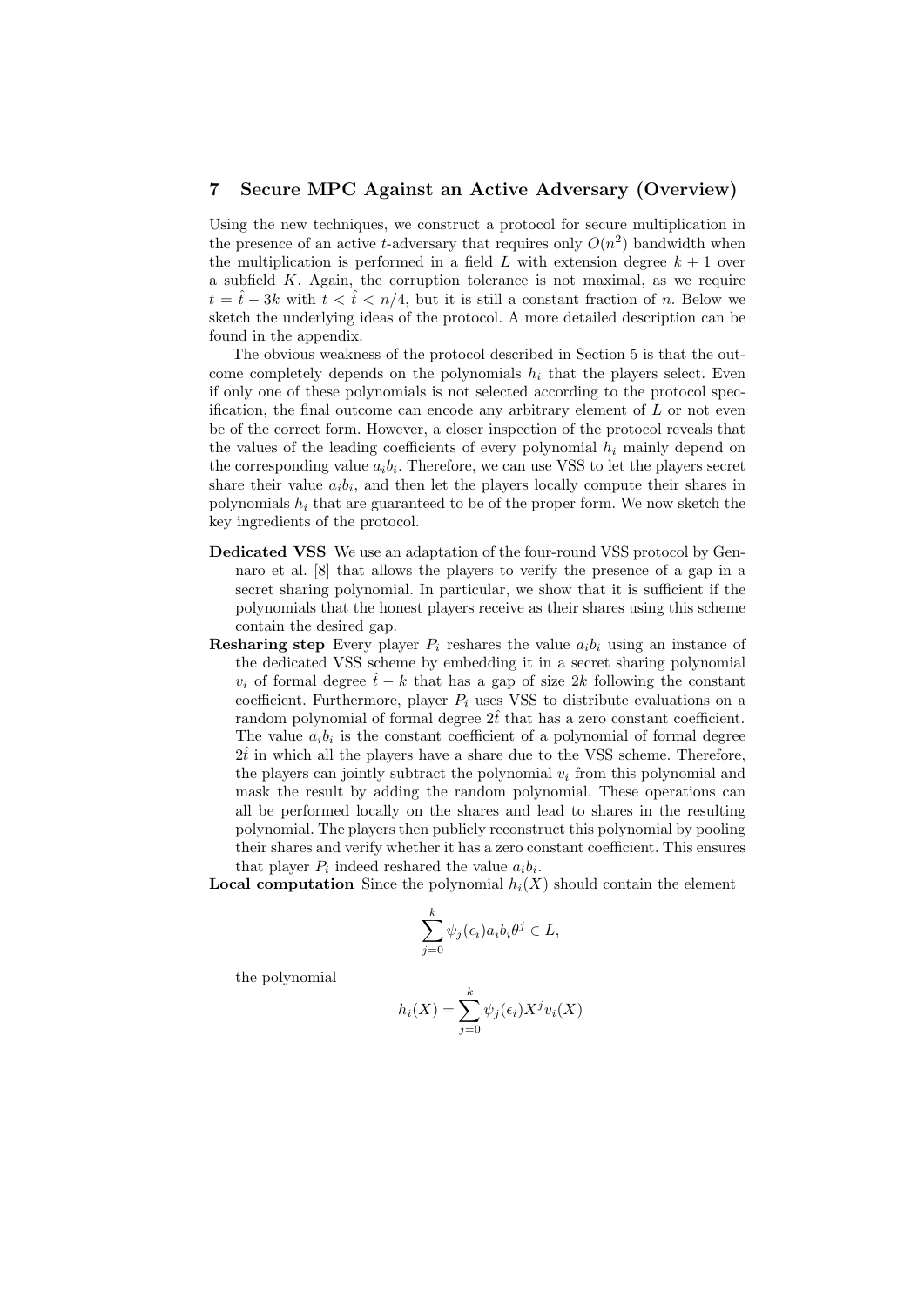## 7 Secure MPC Against an Active Adversary (Overview)

Using the new techniques, we construct a protocol for secure multiplication in the presence of an active $t$-adversary that requires only $O(n^2)$ bandwidth when the multiplication is performed in a field $L$ with extension degree $k+1$ over a subfield $K$. Again, the corruption tolerance is not maximal, as we require $t = \hat{t} - 3k$ with $t < \hat{t} < n/4$, but it is still a constant fraction of $n$. Below we sketch the underlying ideas of the protocol. A more detailed description can be found in the appendix.

The obvious weakness of the protocol described in Section 5 is that the outcome completely depends on the polynomials $h_i$ that the players select. Even if only one of these polynomials is not selected according to the protocol specification, the final outcome can encode any arbitrary element of $L$ or not even be of the correct form. However, a closer inspection of the protocol reveals that the values of the leading coefficients of every polynomial $h_i$ mainly depend on the corresponding value $a_ib_i$. Therefore, we can use VSS to let the players secret share their value $a_ib_i$, and then let the players locally compute their shares in polynomials $h_i$ that are guaranteed to be of the proper form. We now sketch the key ingredients of the protocol.

**Dedicated VSS** We use an adaptation of the four-round VSS protocol by Gennaro et al. [8] that allows the players to verify the presence of a gap in a secret sharing polynomial. In particular, we show that it is sufficient if the polynomials that the honest players receive as their shares using this scheme contain the desired gap.

**Resharing step** Every player $P_i$ reshares the value $a_ib_i$ using an instance of the dedicated VSS scheme by embedding it in a secret sharing polynomial $v_i$ of formal degree $\hat{t} - k$ that has a gap of size $2k$ following the constant coefficient. Furthermore, player $P_i$ uses VSS to distribute evaluations on a random polynomial of formal degree $2\hat{t}$ that has a zero constant coefficient. The value $a_ib_i$ is the constant coefficient of a polynomial of formal degree $2\hat{t}$ in which all the players have a share due to the VSS scheme. Therefore, the players can jointly subtract the polynomial $v_i$ from this polynomial and mask the result by adding the random polynomial. These operations can all be performed locally on the shares and lead to shares in the resulting polynomial. The players then publicly reconstruct this polynomial by pooling their shares and verify whether it has a zero constant coefficient. This ensures that player $P_i$ indeed reshared the value $a_ib_i$.

**Local computation** Since the polynomial $h_i(X)$ should contain the element

$$\sum_{j=0}^{k} \psi_j(\epsilon_i) a_i b_i \theta^j \in L,$$

the polynomial

$$h_i(X) = \sum_{j=0}^{k} \psi_j(\epsilon_i) X^j v_i(X)$$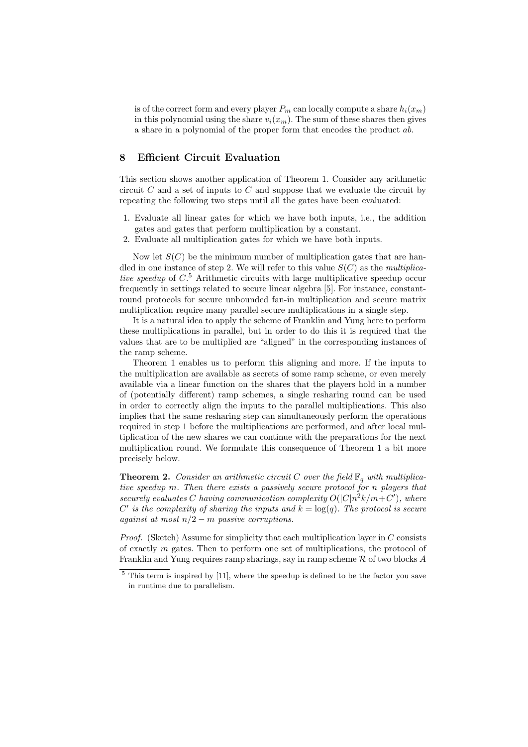is of the correct form and every player $P_m$ can locally compute a share $h_i(x_m)$ in this polynomial using the share $v_i(x_m)$. The sum of these shares then gives a share in a polynomial of the proper form that encodes the product $ab$.

## 8 Efficient Circuit Evaluation

This section shows another application of Theorem 1. Consider any arithmetic circuit $C$ and a set of inputs to $C$ and suppose that we evaluate the circuit by repeating the following two steps until all the gates have been evaluated:

1. Evaluate all linear gates for which we have both inputs, i.e., the addition gates and gates that perform multiplication by a constant.
2. Evaluate all multiplication gates for which we have both inputs.

Now let $S(C)$ be the minimum number of multiplication gates that are handled in one instance of step 2. We will refer to this value $S(C)$ as the *multiplicative speedup* of $C$.[5] Arithmetic circuits with large multiplicative speedup occur frequently in settings related to secure linear algebra [5]. For instance, constant-round protocols for secure unbounded fan-in multiplication and secure matrix multiplication require many parallel secure multiplications in a single step.

It is a natural idea to apply the scheme of Franklin and Yung here to perform these multiplications in parallel, but in order to do this it is required that the values that are to be multiplied are "aligned" in the corresponding instances of the ramp scheme.

Theorem 1 enables us to perform this aligning and more. If the inputs to the multiplication are available as secrets of some ramp scheme, or even merely available via a linear function on the shares that the players hold in a number of (potentially different) ramp schemes, a single resharing round can be used in order to correctly align the inputs to the parallel multiplications. This also implies that the same resharing step can simultaneously perform the operations required in step 1 before the multiplications are performed, and after local multiplication of the new shares we can continue with the preparations for the next multiplication round. We formulate this consequence of Theorem 1 a bit more precisely below.

**Theorem 2.** *Consider an arithmetic circuit $C$ over the field $\mathbb{F}_q$ with multiplicative speedup $m$. Then there exists a passively secure protocol for $n$ players that securely evaluates $C$ having communication complexity $O(|C|n^2k/m+C')$, where $C'$ is the complexity of sharing the inputs and $k = \log(q)$. The protocol is secure against at most $n/2 - m$ passive corruptions.*

*Proof.* (Sketch) Assume for simplicity that each multiplication layer in $C$ consists of exactly $m$ gates. Then to perform one set of multiplications, the protocol of Franklin and Yung requires ramp sharings, say in ramp scheme $\mathcal{R}$ of two blocks $A$

[5] This term is inspired by [11], where the speedup is defined to be the factor you save in runtime due to parallelism.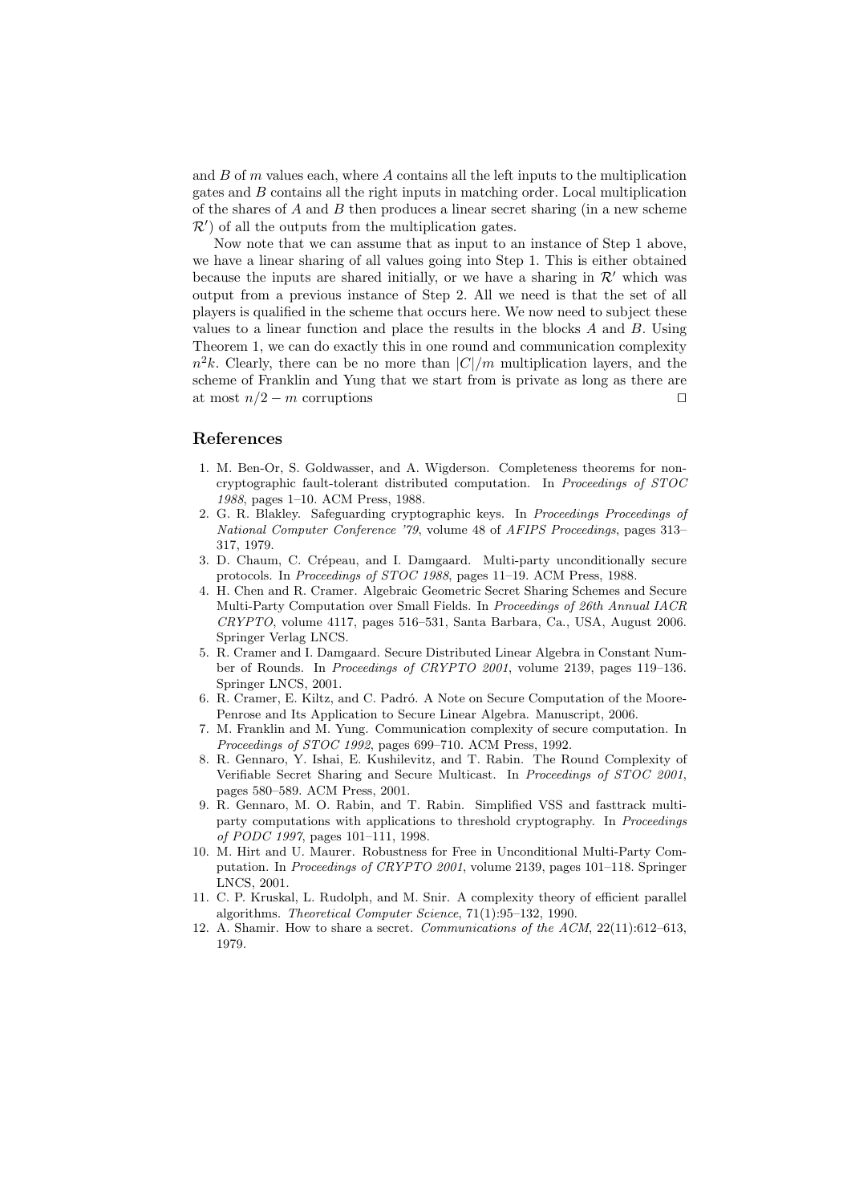and $B$ of $m$ values each, where $A$ contains all the left inputs to the multiplication gates and $B$ contains all the right inputs in matching order. Local multiplication of the shares of $A$ and $B$ then produces a linear secret sharing (in a new scheme $\mathcal{R}'$) of all the outputs from the multiplication gates.

Now note that we can assume that as input to an instance of Step 1 above, we have a linear sharing of all values going into Step 1. This is either obtained because the inputs are shared initially, or we have a sharing in $\mathcal{R}'$ which was output from a previous instance of Step 2. All we need is that the set of all players is qualified in the scheme that occurs here. We now need to subject these values to a linear function and place the results in the blocks $A$ and $B$. Using Theorem 1, we can do exactly this in one round and communication complexity $n^2k$. Clearly, there can be no more than $|C|/m$ multiplication layers, and the scheme of Franklin and Yung that we start from is private as long as there are at most $n/2 - m$ corruptions □

## References

1. M. Ben-Or, S. Goldwasser, and A. Wigderson. Completeness theorems for non-cryptographic fault-tolerant distributed computation. In *Proceedings of STOC 1988*, pages 1–10. ACM Press, 1988.
2. G. R. Blakley. Safeguarding cryptographic keys. In *Proceedings Proceedings of National Computer Conference '79*, volume 48 of *AFIPS Proceedings*, pages 313–317, 1979.
3. D. Chaum, C. Crépeau, and I. Damgaard. Multi-party unconditionally secure protocols. In *Proceedings of STOC 1988*, pages 11–19. ACM Press, 1988.
4. H. Chen and R. Cramer. Algebraic Geometric Secret Sharing Schemes and Secure Multi-Party Computation over Small Fields. In *Proceedings of 26th Annual IACR CRYPTO*, volume 4117, pages 516–531, Santa Barbara, Ca., USA, August 2006. Springer Verlag LNCS.
5. R. Cramer and I. Damgaard. Secure Distributed Linear Algebra in Constant Number of Rounds. In *Proceedings of CRYPTO 2001*, volume 2139, pages 119–136. Springer LNCS, 2001.
6. R. Cramer, E. Kiltz, and C. Padró. A Note on Secure Computation of the Moore-Penrose and Its Application to Secure Linear Algebra. Manuscript, 2006.
7. M. Franklin and M. Yung. Communication complexity of secure computation. In *Proceedings of STOC 1992*, pages 699–710. ACM Press, 1992.
8. R. Gennaro, Y. Ishai, E. Kushilevitz, and T. Rabin. The Round Complexity of Verifiable Secret Sharing and Secure Multicast. In *Proceedings of STOC 2001*, pages 580–589. ACM Press, 2001.
9. R. Gennaro, M. O. Rabin, and T. Rabin. Simplified VSS and fasttrack multiparty computations with applications to threshold cryptography. In *Proceedings of PODC 1997*, pages 101–111, 1998.
10. M. Hirt and U. Maurer. Robustness for Free in Unconditional Multi-Party Computation. In *Proceedings of CRYPTO 2001*, volume 2139, pages 101–118. Springer LNCS, 2001.
11. C. P. Kruskal, L. Rudolph, and M. Snir. A complexity theory of efficient parallel algorithms. *Theoretical Computer Science*, 71(1):95–132, 1990.
12. A. Shamir. How to share a secret. *Communications of the ACM*, 22(11):612–613, 1979.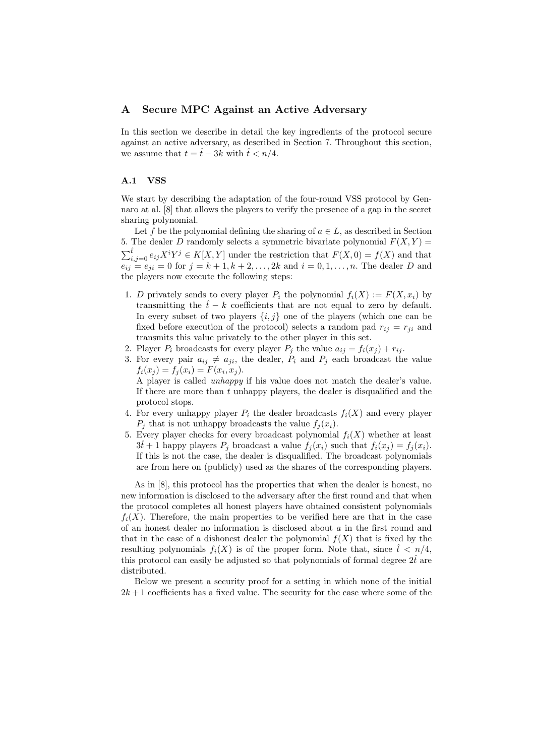## A Secure MPC Against an Active Adversary

In this section we describe in detail the key ingredients of the protocol secure against an active adversary, as described in Section 7. Throughout this section, we assume that $t = \hat{t} - 3k$ with $\hat{t} < n/4$.

### A.1 VSS

We start by describing the adaptation of the four-round VSS protocol by Gennaro at al. [8] that allows the players to verify the presence of a gap in the secret sharing polynomial.

Let $f$ be the polynomial defining the sharing of $a \in L$, as described in Section 5. The dealer $D$ randomly selects a symmetric bivariate polynomial $F(X, Y) = \sum_{i,j=0}^{\hat{t}} e_{ij} X^i Y^j \in K[X, Y]$ under the restriction that $F(X, 0) = f(X)$ and that $e_{ij} = e_{ji} = 0$ for $j = k+1, k+2, \ldots, 2k$ and $i = 0, 1, \ldots, n$. The dealer $D$ and the players now execute the following steps:

1. $D$ privately sends to every player $P_i$ the polynomial $f_i(X) := F(X, x_i)$ by transmitting the $\hat{t} - k$ coefficients that are not equal to zero by default. In every subset of two players $\{i, j\}$ one of the players (which one can be fixed before execution of the protocol) selects a random pad $r_{ij} = r_{ji}$ and transmits this value privately to the other player in this set.
2. Player $P_i$ broadcasts for every player $P_j$ the value $a_{ij} = f_i(x_j) + r_{ij}$.
3. For every pair $a_{ij} \neq a_{ji}$, the dealer, $P_i$ and $P_j$ each broadcast the value $f_i(x_j) = f_j(x_i) = F(x_i, x_j)$.
   A player is called *unhappy* if his value does not match the dealer's value. If there are more than $t$ unhappy players, the dealer is disqualified and the protocol stops.
4. For every unhappy player $P_i$ the dealer broadcasts $f_i(X)$ and every player $P_j$ that is not unhappy broadcasts the value $f_j(x_i)$.
5. Every player checks for every broadcast polynomial $f_i(X)$ whether at least $3\hat{t} + 1$ happy players $P_j$ broadcast a value $f_j(x_i)$ such that $f_i(x_j) = f_j(x_i)$. If this is not the case, the dealer is disqualified. The broadcast polynomials are from here on (publicly) used as the shares of the corresponding players.

As in [8], this protocol has the properties that when the dealer is honest, no new information is disclosed to the adversary after the first round and that when the protocol completes all honest players have obtained consistent polynomials $f_i(X)$. Therefore, the main properties to be verified here are that in the case of an honest dealer no information is disclosed about $a$ in the first round and that in the case of a dishonest dealer the polynomial $f(X)$ that is fixed by the resulting polynomials $f_i(X)$ is of the proper form. Note that, since $\hat{t} < n/4$, this protocol can easily be adjusted so that polynomials of formal degree $2\hat{t}$ are distributed.

Below we present a security proof for a setting in which none of the initial $2k + 1$ coefficients has a fixed value. The security for the case where some of the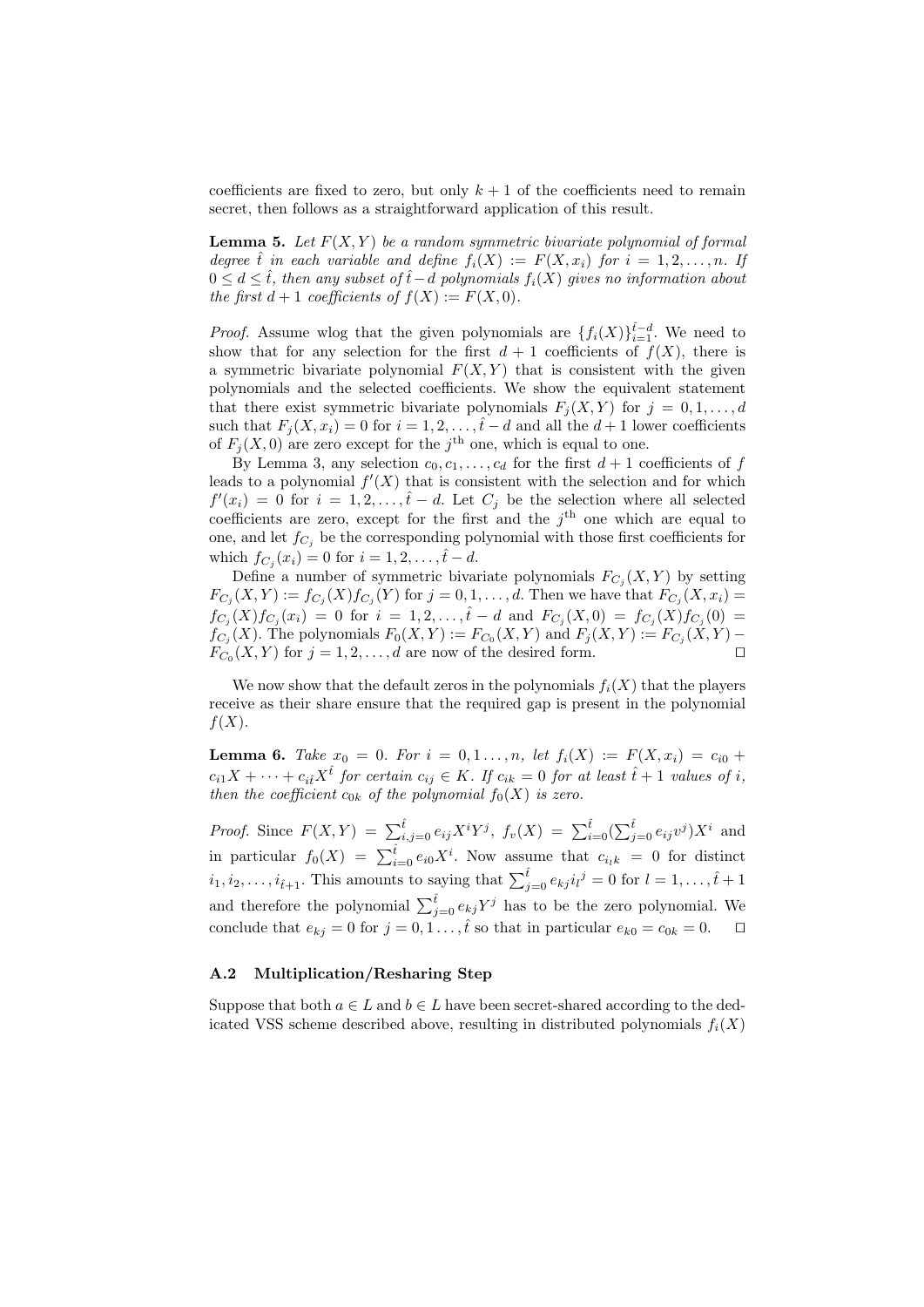coefficients are fixed to zero, but only $k+1$ of the coefficients need to remain secret, then follows as a straightforward application of this result.

**Lemma 5.** *Let $F(X,Y)$ be a random symmetric bivariate polynomial of formal degree $\hat{t}$ in each variable and define $f_i(X) := F(X, x_i)$ for $i = 1, 2, \ldots, n$. If $0 \leq d \leq \hat{t}$, then any subset of $\hat{t} - d$ polynomials $f_i(X)$ gives no information about the first $d+1$ coefficients of $f(X) := F(X, 0)$.*

*Proof.* Assume wlog that the given polynomials are $\{f_i(X)\}_{i=1}^{\hat{t}-d}$. We need to show that for any selection for the first $d+1$ coefficients of $f(X)$, there is a symmetric bivariate polynomial $F(X,Y)$ that is consistent with the given polynomials and the selected coefficients. We show the equivalent statement that there exist symmetric bivariate polynomials $F_j(X,Y)$ for $j = 0, 1, \ldots, d$ such that $F_j(X, x_i) = 0$ for $i = 1, 2, \ldots, \hat{t} - d$ and all the $d+1$ lower coefficients of $F_j(X, 0)$ are zero except for the $j^{\text{th}}$ one, which is equal to one.

By Lemma 3, any selection $c_0, c_1, \ldots, c_d$ for the first $d+1$ coefficients of $f$ leads to a polynomial $f'(X)$ that is consistent with the selection and for which $f'(x_i) = 0$ for $i = 1, 2, \ldots, \hat{t} - d$. Let $C_j$ be the selection where all selected coefficients are zero, except for the first and the $j^{\text{th}}$ one which are equal to one, and let $f_{C_j}$ be the corresponding polynomial with those first coefficients for which $f_{C_j}(x_i) = 0$ for $i = 1, 2, \ldots, \hat{t} - d$.

Define a number of symmetric bivariate polynomials $F_{C_j}(X,Y)$ by setting $F_{C_j}(X,Y) := f_{C_j}(X) f_{C_j}(Y)$ for $j = 0, 1, \ldots, d$. Then we have that $F_{C_j}(X, x_i) = f_{C_j}(X) f_{C_j}(x_i) = 0$ for $i = 1, 2, \ldots, \hat{t} - d$ and $F_{C_j}(X, 0) = f_{C_j}(X) f_{C_j}(0) = f_{C_j}(X)$. The polynomials $F_0(X,Y) := F_{C_0}(X,Y)$ and $F_j(X,Y) := F_{C_j}(X,Y) - F_{C_0}(X,Y)$ for $j = 1, 2, \ldots, d$ are now of the desired form. $\square$

We now show that the default zeros in the polynomials $f_i(X)$ that the players receive as their share ensure that the required gap is present in the polynomial $f(X)$.

**Lemma 6.** *Take $x_0 = 0$. For $i = 0, 1 \ldots, n$, let $f_i(X) := F(X, x_i) = c_{i0} + c_{i1}X + \cdots + c_{i\hat{t}}X^{\hat{t}}$ for certain $c_{ij} \in K$. If $c_{ik} = 0$ for at least $\hat{t} + 1$ values of $i$, then the coefficient $c_{0k}$ of the polynomial $f_0(X)$ is zero.*

*Proof.* Since $F(X,Y) = \sum_{i,j=0}^{\hat{t}} e_{ij} X^i Y^j$, $f_v(X) = \sum_{i=0}^{\hat{t}} (\sum_{j=0}^{\hat{t}} e_{ij} v^j) X^i$ and in particular $f_0(X) = \sum_{i=0}^{\hat{t}} e_{i0} X^i$. Now assume that $c_{i_l k} = 0$ for distinct $i_1, i_2, \ldots, i_{\hat{t}+1}$. This amounts to saying that $\sum_{j=0}^{\hat{t}} e_{kj} {i_l}^j = 0$ for $l = 1, \ldots, \hat{t} + 1$ and therefore the polynomial $\sum_{j=0}^{\hat{t}} e_{kj} Y^j$ has to be the zero polynomial. We conclude that $e_{kj} = 0$ for $j = 0, 1 \ldots, \hat{t}$ so that in particular $e_{k0} = c_{0k} = 0$. $\square$

### A.2 Multiplication/Resharing Step

Suppose that both $a \in L$ and $b \in L$ have been secret-shared according to the dedicated VSS scheme described above, resulting in distributed polynomials $f_i(X)$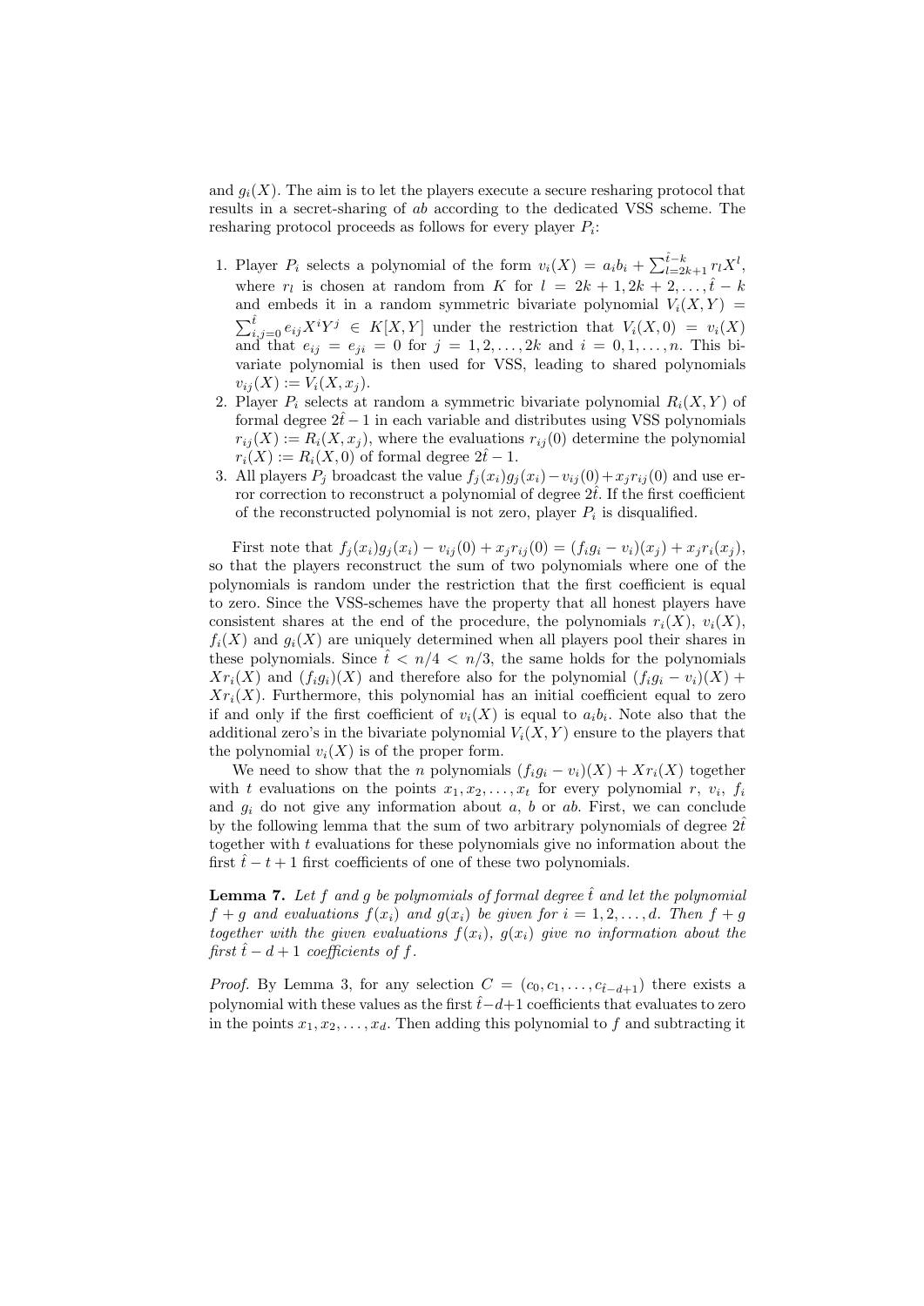and $g_i(X)$. The aim is to let the players execute a secure resharing protocol that results in a secret-sharing of $ab$ according to the dedicated VSS scheme. The resharing protocol proceeds as follows for every player $P_i$:

1. Player $P_i$ selects a polynomial of the form $v_i(X) = a_i b_i + \sum_{l=2k+1}^{\hat{t}-k} r_l X^l$, where $r_l$ is chosen at random from $K$ for $l = 2k+1, 2k+2, \ldots, \hat{t}-k$ and embeds it in a random symmetric bivariate polynomial $V_i(X,Y) = \sum_{i,j=0}^{\hat{t}} e_{ij} X^i Y^j \in K[X,Y]$ under the restriction that $V_i(X,0) = v_i(X)$ and that $e_{ij} = e_{ji} = 0$ for $j = 1, 2, \ldots, 2k$ and $i = 0, 1, \ldots, n$. This bivariate polynomial is then used for VSS, leading to shared polynomials $v_{ij}(X) := V_i(X, x_j)$.
2. Player $P_i$ selects at random a symmetric bivariate polynomial $R_i(X,Y)$ of formal degree $2\hat{t}-1$ in each variable and distributes using VSS polynomials $r_{ij}(X) := R_i(X, x_j)$, where the evaluations $r_{ij}(0)$ determine the polynomial $r_i(X) := R_i(X, 0)$ of formal degree $2\hat{t}-1$.
3. All players $P_j$ broadcast the value $f_j(x_i)g_j(x_i) - v_{ij}(0) + x_j r_{ij}(0)$ and use error correction to reconstruct a polynomial of degree $2\hat{t}$. If the first coefficient of the reconstructed polynomial is not zero, player $P_i$ is disqualified.

First note that $f_j(x_i)g_j(x_i) - v_{ij}(0) + x_j r_{ij}(0) = (f_i g_i - v_i)(x_j) + x_j r_i(x_j)$, so that the players reconstruct the sum of two polynomials where one of the polynomials is random under the restriction that the first coefficient is equal to zero. Since the VSS-schemes have the property that all honest players have consistent shares at the end of the procedure, the polynomials $r_i(X)$, $v_i(X)$, $f_i(X)$ and $g_i(X)$ are uniquely determined when all players pool their shares in these polynomials. Since $\hat{t} < n/4 < n/3$, the same holds for the polynomials $X r_i(X)$ and $(f_i g_i)(X)$ and therefore also for the polynomial $(f_i g_i - v_i)(X) + X r_i(X)$. Furthermore, this polynomial has an initial coefficient equal to zero if and only if the first coefficient of $v_i(X)$ is equal to $a_i b_i$. Note also that the additional zero's in the bivariate polynomial $V_i(X,Y)$ ensure to the players that the polynomial $v_i(X)$ is of the proper form.

We need to show that the $n$ polynomials $(f_i g_i - v_i)(X) + X r_i(X)$ together with $t$ evaluations on the points $x_1, x_2, \ldots, x_t$ for every polynomial $r$, $v_i$, $f_i$ and $g_i$ do not give any information about $a$, $b$ or $ab$. First, we can conclude by the following lemma that the sum of two arbitrary polynomials of degree $2\hat{t}$ together with $t$ evaluations for these polynomials give no information about the first $\hat{t}-t+1$ first coefficients of one of these two polynomials.

**Lemma 7.** *Let $f$ and $g$ be polynomials of formal degree $\hat{t}$ and let the polynomial $f+g$ and evaluations $f(x_i)$ and $g(x_i)$ be given for $i = 1, 2, \ldots, d$. Then $f+g$ together with the given evaluations $f(x_i)$, $g(x_i)$ give no information about the first $\hat{t}-d+1$ coefficients of $f$.*

*Proof.* By Lemma 3, for any selection $C = (c_0, c_1, \ldots, c_{\hat{t}-d+1})$ there exists a polynomial with these values as the first $\hat{t}-d+1$ coefficients that evaluates to zero in the points $x_1, x_2, \ldots, x_d$. Then adding this polynomial to $f$ and subtracting it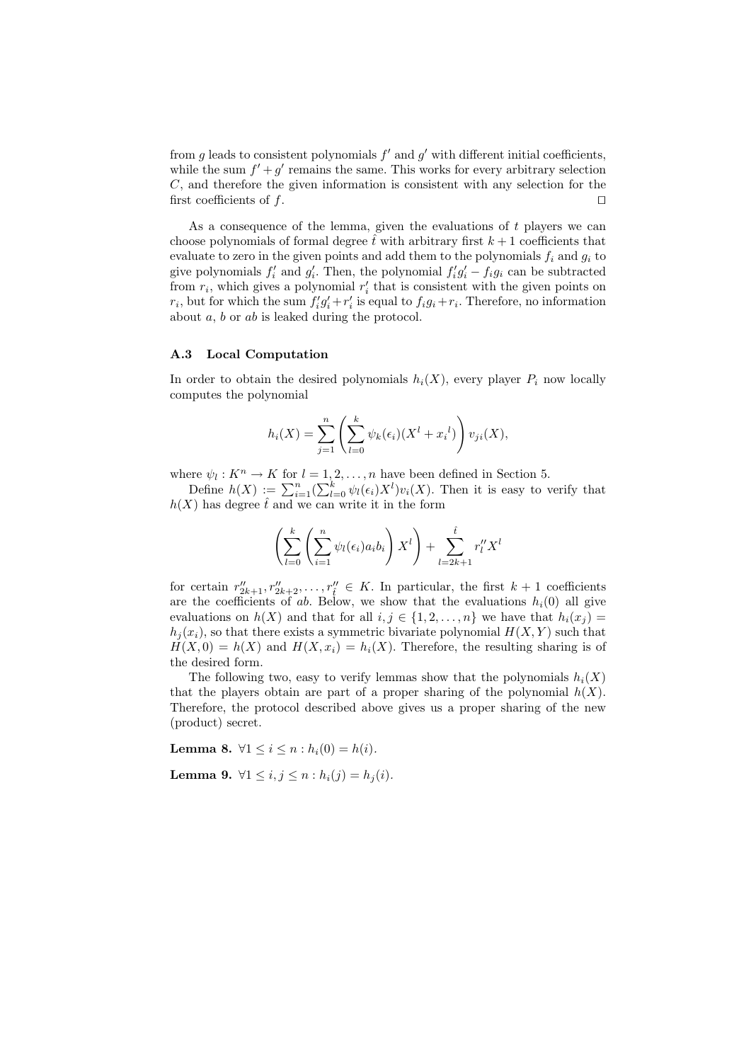from $g$ leads to consistent polynomials $f'$ and $g'$ with different initial coefficients, while the sum $f' + g'$ remains the same. This works for every arbitrary selection $C$, and therefore the given information is consistent with any selection for the first coefficients of $f$. $\square$

As a consequence of the lemma, given the evaluations of $t$ players we can choose polynomials of formal degree $\hat{t}$ with arbitrary first $k+1$ coefficients that evaluate to zero in the given points and add them to the polynomials $f_i$ and $g_i$ to give polynomials $f_i'$ and $g_i'$. Then, the polynomial $f_i'g_i' - f_ig_i$ can be subtracted from $r_i$, which gives a polynomial $r_i'$ that is consistent with the given points on $r_i$, but for which the sum $f_i'g_i' + r_i'$ is equal to $f_ig_i + r_i$. Therefore, no information about $a$, $b$ or $ab$ is leaked during the protocol.

### A.3 Local Computation

In order to obtain the desired polynomials $h_i(X)$, every player $P_i$ now locally computes the polynomial

$$h_i(X) = \sum_{j=1}^{n} \left( \sum_{l=0}^{k} \psi_k(\epsilon_i)(X^l + x_i{}^l) \right) v_{ji}(X),$$

where $\psi_l : K^n \to K$ for $l = 1, 2, \ldots, n$ have been defined in Section 5.

Define $h(X) := \sum_{i=1}^{n} (\sum_{l=0}^{k} \psi_l(\epsilon_i) X^l) v_i(X)$. Then it is easy to verify that $h(X)$ has degree $\hat{t}$ and we can write it in the form

$$\left( \sum_{l=0}^{k} \left( \sum_{i=1}^{n} \psi_l(\epsilon_i) a_i b_i \right) X^l \right) + \sum_{l=2k+1}^{\hat{t}} r_l'' X^l$$

for certain $r_{2k+1}'', r_{2k+2}'', \ldots, r_{\hat{t}}'' \in K$. In particular, the first $k+1$ coefficients are the coefficients of $ab$. Below, we show that the evaluations $h_i(0)$ all give evaluations on $h(X)$ and that for all $i, j \in \{1, 2, \ldots, n\}$ we have that $h_i(x_j) = h_j(x_i)$, so that there exists a symmetric bivariate polynomial $H(X, Y)$ such that $H(X, 0) = h(X)$ and $H(X, x_i) = h_i(X)$. Therefore, the resulting sharing is of the desired form.

The following two, easy to verify lemmas show that the polynomials $h_i(X)$ that the players obtain are part of a proper sharing of the polynomial $h(X)$. Therefore, the protocol described above gives us a proper sharing of the new (product) secret.

**Lemma 8.** $\forall 1 \leq i \leq n : h_i(0) = h(i)$.

**Lemma 9.** $\forall 1 \leq i, j \leq n : h_i(j) = h_j(i)$.